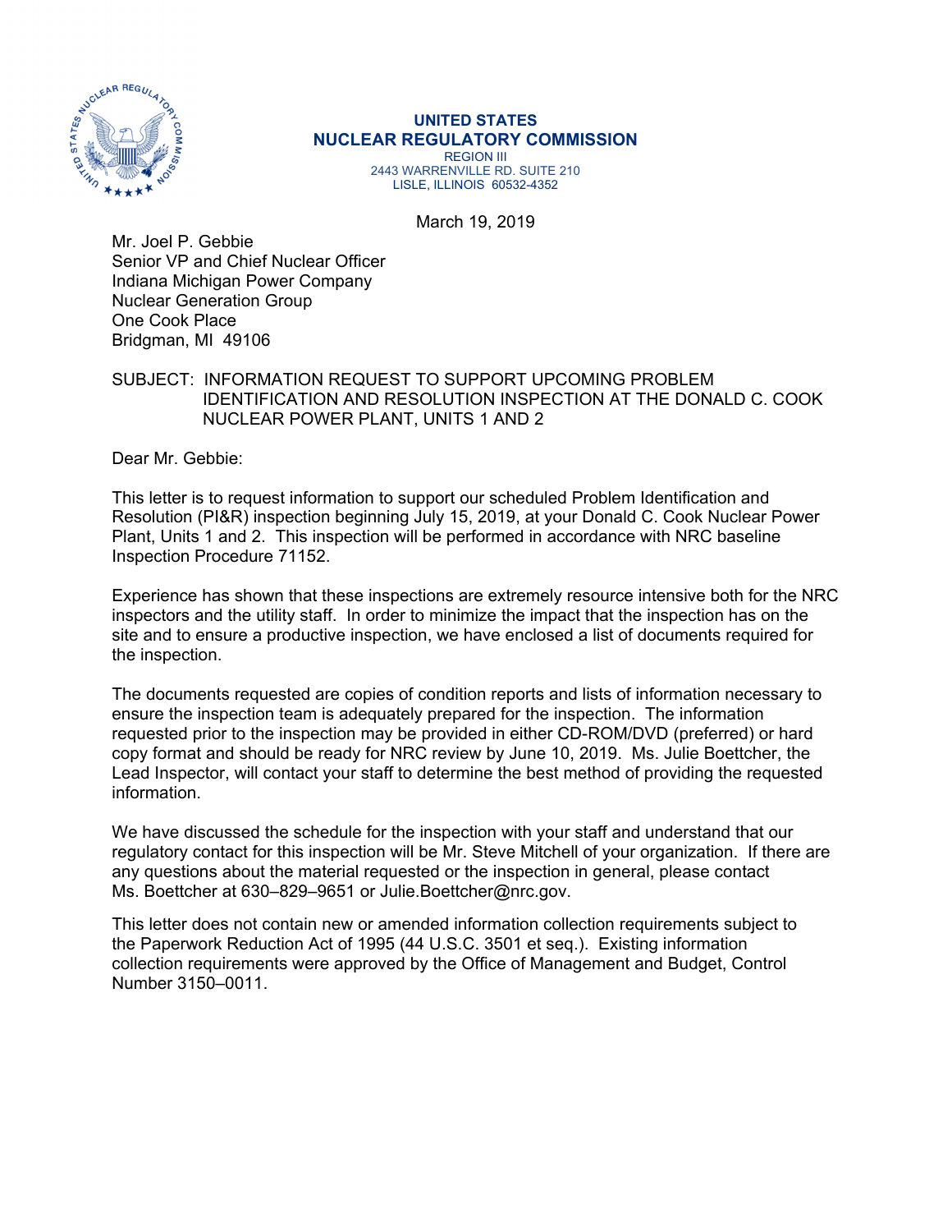**UNITED STATES**
**NUCLEAR REGULATORY COMMISSION**
REGION III
2443 WARRENVILLE RD. SUITE 210
LISLE, ILLINOIS 60532-4352

March 19, 2019

Mr. Joel P. Gebbie
Senior VP and Chief Nuclear Officer
Indiana Michigan Power Company
Nuclear Generation Group
One Cook Place
Bridgman, MI 49106

SUBJECT: INFORMATION REQUEST TO SUPPORT UPCOMING PROBLEM IDENTIFICATION AND RESOLUTION INSPECTION AT THE DONALD C. COOK NUCLEAR POWER PLANT, UNITS 1 AND 2

Dear Mr. Gebbie:

This letter is to request information to support our scheduled Problem Identification and Resolution (PI&R) inspection beginning July 15, 2019, at your Donald C. Cook Nuclear Power Plant, Units 1 and 2. This inspection will be performed in accordance with NRC baseline Inspection Procedure 71152.

Experience has shown that these inspections are extremely resource intensive both for the NRC inspectors and the utility staff. In order to minimize the impact that the inspection has on the site and to ensure a productive inspection, we have enclosed a list of documents required for the inspection.

The documents requested are copies of condition reports and lists of information necessary to ensure the inspection team is adequately prepared for the inspection. The information requested prior to the inspection may be provided in either CD-ROM/DVD (preferred) or hard copy format and should be ready for NRC review by June 10, 2019. Ms. Julie Boettcher, the Lead Inspector, will contact your staff to determine the best method of providing the requested information.

We have discussed the schedule for the inspection with your staff and understand that our regulatory contact for this inspection will be Mr. Steve Mitchell of your organization. If there are any questions about the material requested or the inspection in general, please contact Ms. Boettcher at 630–829–9651 or Julie.Boettcher@nrc.gov.

This letter does not contain new or amended information collection requirements subject to the Paperwork Reduction Act of 1995 (44 U.S.C. 3501 et seq.). Existing information collection requirements were approved by the Office of Management and Budget, Control Number 3150–0011.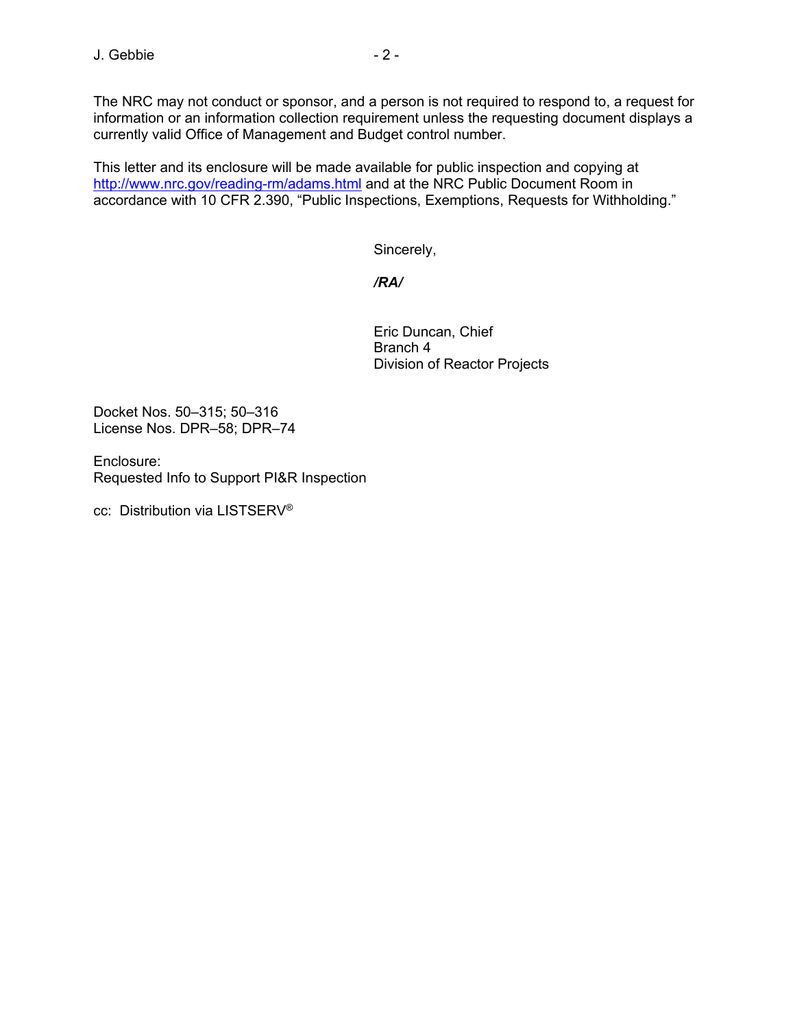The NRC may not conduct or sponsor, and a person is not required to respond to, a request for information or an information collection requirement unless the requesting document displays a currently valid Office of Management and Budget control number.

This letter and its enclosure will be made available for public inspection and copying at http://www.nrc.gov/reading-rm/adams.html and at the NRC Public Document Room in accordance with 10 CFR 2.390, “Public Inspections, Exemptions, Requests for Withholding.”

Sincerely,

*/RA/*

Eric Duncan, Chief
Branch 4
Division of Reactor Projects

Docket Nos. 50–315; 50–316
License Nos. DPR–58; DPR–74

Enclosure:
Requested Info to Support PI&R Inspection

cc: Distribution via LISTSERV®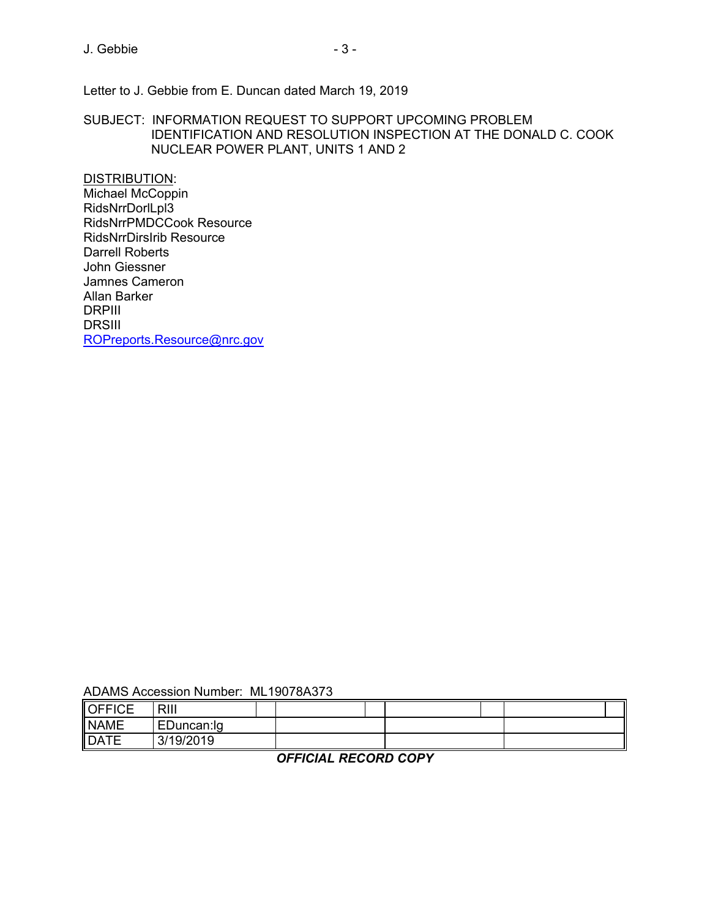Letter to J. Gebbie from E. Duncan dated March 19, 2019

SUBJECT: INFORMATION REQUEST TO SUPPORT UPCOMING PROBLEM IDENTIFICATION AND RESOLUTION INSPECTION AT THE DONALD C. COOK NUCLEAR POWER PLANT, UNITS 1 AND 2

DISTRIBUTION:
Michael McCoppin
RidsNrrDorlLpl3
RidsNrrPMDCCook Resource
RidsNrrDirsIrib Resource
Darrell Roberts
John Giessner
Jamnes Cameron
Allan Barker
DRPIII
DRSIII
ROPreports.Resource@nrc.gov

ADAMS Accession Number: ML19078A373

| OFFICE | RIII | | | | | | |
|---|---|---|---|---|---|---|---|
| NAME | EDuncan:lg | | | | | | |
| DATE | 3/19/2019 | | | | | | |

***OFFICIAL RECORD COPY***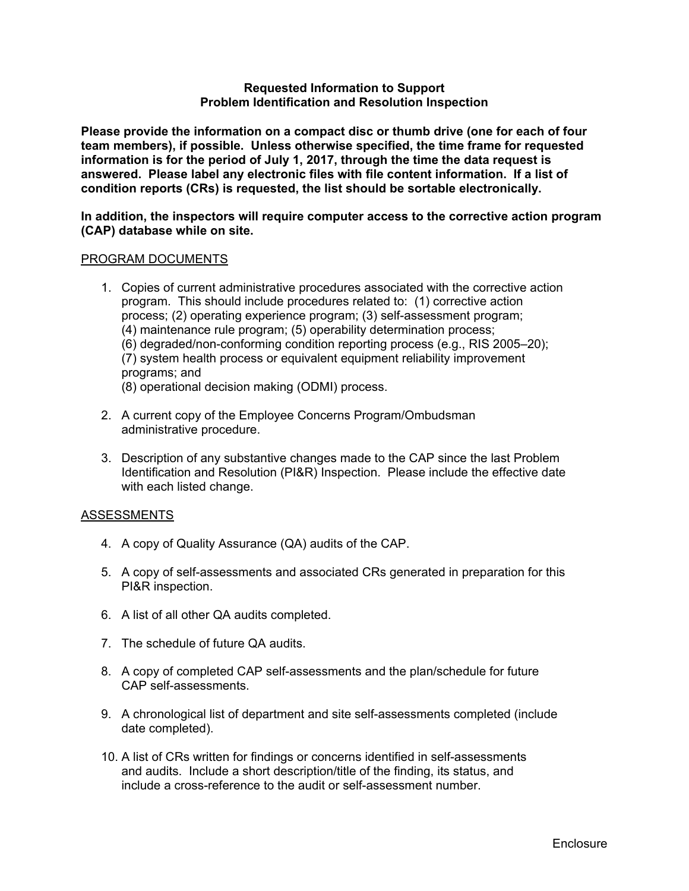**Requested Information to Support**
**Problem Identification and Resolution Inspection**

**Please provide the information on a compact disc or thumb drive (one for each of four team members), if possible. Unless otherwise specified, the time frame for requested information is for the period of July 1, 2017, through the time the data request is answered. Please label any electronic files with file content information. If a list of condition reports (CRs) is requested, the list should be sortable electronically.**

**In addition, the inspectors will require computer access to the corrective action program (CAP) database while on site.**

PROGRAM DOCUMENTS

1. Copies of current administrative procedures associated with the corrective action program. This should include procedures related to: (1) corrective action process; (2) operating experience program; (3) self-assessment program; (4) maintenance rule program; (5) operability determination process; (6) degraded/non-conforming condition reporting process (e.g., RIS 2005–20); (7) system health process or equivalent equipment reliability improvement programs; and (8) operational decision making (ODMI) process.

2. A current copy of the Employee Concerns Program/Ombudsman administrative procedure.

3. Description of any substantive changes made to the CAP since the last Problem Identification and Resolution (PI&R) Inspection. Please include the effective date with each listed change.

ASSESSMENTS

4. A copy of Quality Assurance (QA) audits of the CAP.

5. A copy of self-assessments and associated CRs generated in preparation for this PI&R inspection.

6. A list of all other QA audits completed.

7. The schedule of future QA audits.

8. A copy of completed CAP self-assessments and the plan/schedule for future CAP self-assessments.

9. A chronological list of department and site self-assessments completed (include date completed).

10. A list of CRs written for findings or concerns identified in self-assessments and audits. Include a short description/title of the finding, its status, and include a cross-reference to the audit or self-assessment number.

Enclosure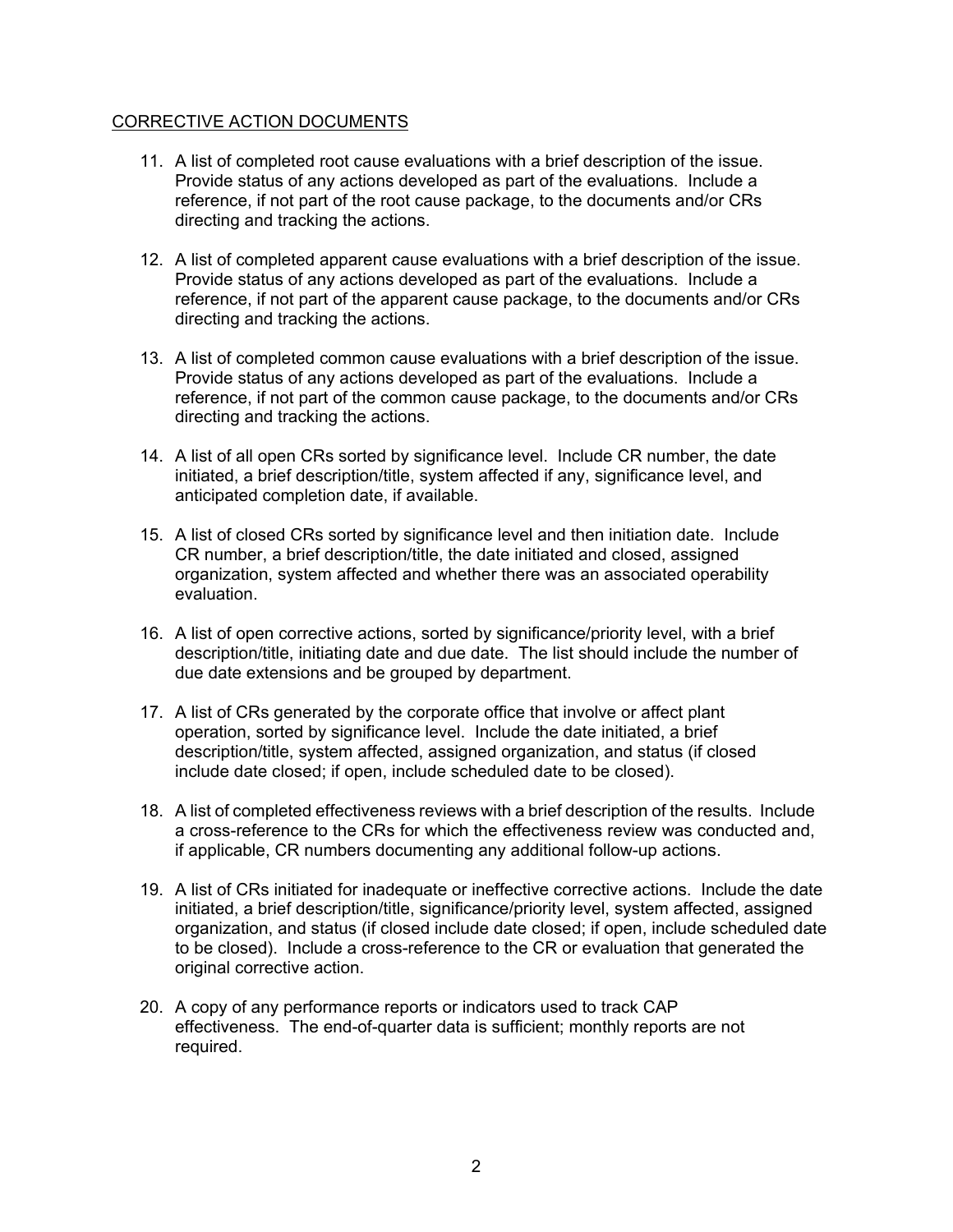CORRECTIVE ACTION DOCUMENTS

11. A list of completed root cause evaluations with a brief description of the issue. Provide status of any actions developed as part of the evaluations. Include a reference, if not part of the root cause package, to the documents and/or CRs directing and tracking the actions.

12. A list of completed apparent cause evaluations with a brief description of the issue. Provide status of any actions developed as part of the evaluations. Include a reference, if not part of the apparent cause package, to the documents and/or CRs directing and tracking the actions.

13. A list of completed common cause evaluations with a brief description of the issue. Provide status of any actions developed as part of the evaluations. Include a reference, if not part of the common cause package, to the documents and/or CRs directing and tracking the actions.

14. A list of all open CRs sorted by significance level. Include CR number, the date initiated, a brief description/title, system affected if any, significance level, and anticipated completion date, if available.

15. A list of closed CRs sorted by significance level and then initiation date. Include CR number, a brief description/title, the date initiated and closed, assigned organization, system affected and whether there was an associated operability evaluation.

16. A list of open corrective actions, sorted by significance/priority level, with a brief description/title, initiating date and due date. The list should include the number of due date extensions and be grouped by department.

17. A list of CRs generated by the corporate office that involve or affect plant operation, sorted by significance level. Include the date initiated, a brief description/title, system affected, assigned organization, and status (if closed include date closed; if open, include scheduled date to be closed).

18. A list of completed effectiveness reviews with a brief description of the results. Include a cross-reference to the CRs for which the effectiveness review was conducted and, if applicable, CR numbers documenting any additional follow-up actions.

19. A list of CRs initiated for inadequate or ineffective corrective actions. Include the date initiated, a brief description/title, significance/priority level, system affected, assigned organization, and status (if closed include date closed; if open, include scheduled date to be closed). Include a cross-reference to the CR or evaluation that generated the original corrective action.

20. A copy of any performance reports or indicators used to track CAP effectiveness. The end-of-quarter data is sufficient; monthly reports are not required.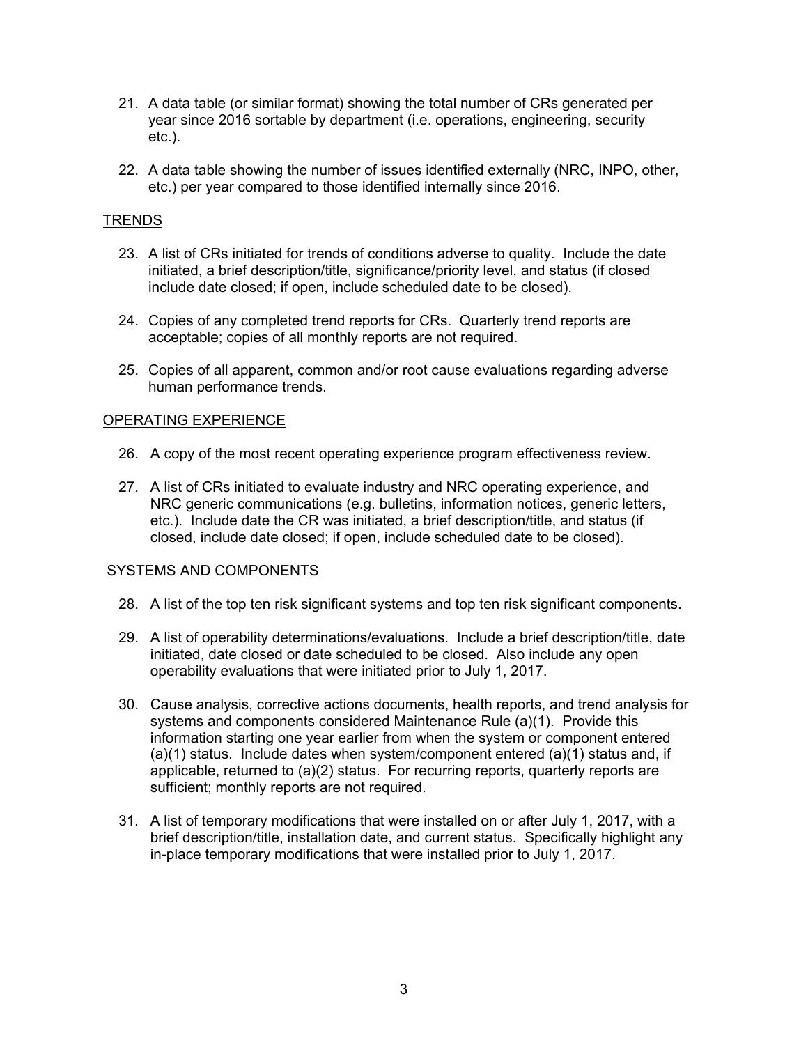21. A data table (or similar format) showing the total number of CRs generated per year since 2016 sortable by department (i.e. operations, engineering, security etc.).

22. A data table showing the number of issues identified externally (NRC, INPO, other, etc.) per year compared to those identified internally since 2016.

<u>TRENDS</u>

23. A list of CRs initiated for trends of conditions adverse to quality. Include the date initiated, a brief description/title, significance/priority level, and status (if closed include date closed; if open, include scheduled date to be closed).

24. Copies of any completed trend reports for CRs. Quarterly trend reports are acceptable; copies of all monthly reports are not required.

25. Copies of all apparent, common and/or root cause evaluations regarding adverse human performance trends.

<u>OPERATING EXPERIENCE</u>

26. A copy of the most recent operating experience program effectiveness review.

27. A list of CRs initiated to evaluate industry and NRC operating experience, and NRC generic communications (e.g. bulletins, information notices, generic letters, etc.). Include date the CR was initiated, a brief description/title, and status (if closed, include date closed; if open, include scheduled date to be closed).

<u>SYSTEMS AND COMPONENTS</u>

28. A list of the top ten risk significant systems and top ten risk significant components.

29. A list of operability determinations/evaluations. Include a brief description/title, date initiated, date closed or date scheduled to be closed. Also include any open operability evaluations that were initiated prior to July 1, 2017.

30. Cause analysis, corrective actions documents, health reports, and trend analysis for systems and components considered Maintenance Rule (a)(1). Provide this information starting one year earlier from when the system or component entered (a)(1) status. Include dates when system/component entered (a)(1) status and, if applicable, returned to (a)(2) status. For recurring reports, quarterly reports are sufficient; monthly reports are not required.

31. A list of temporary modifications that were installed on or after July 1, 2017, with a brief description/title, installation date, and current status. Specifically highlight any in-place temporary modifications that were installed prior to July 1, 2017.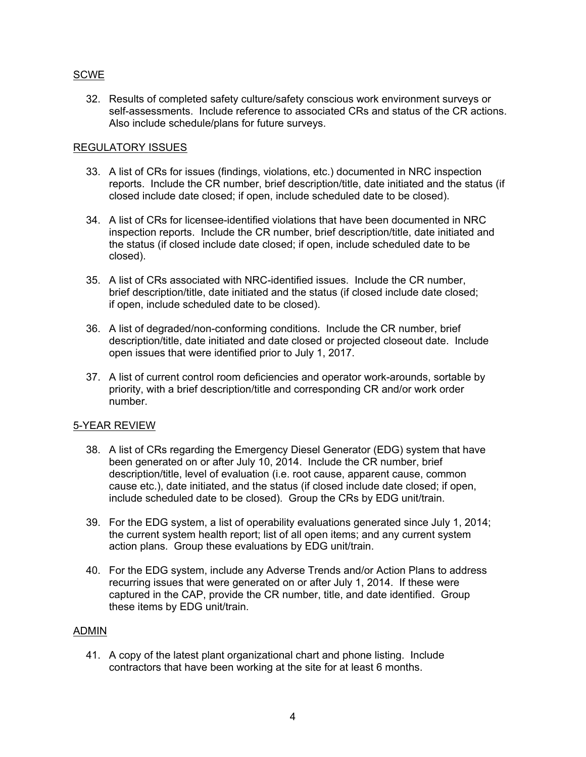## SCWE

32. Results of completed safety culture/safety conscious work environment surveys or self-assessments. Include reference to associated CRs and status of the CR actions. Also include schedule/plans for future surveys.

## REGULATORY ISSUES

33. A list of CRs for issues (findings, violations, etc.) documented in NRC inspection reports. Include the CR number, brief description/title, date initiated and the status (if closed include date closed; if open, include scheduled date to be closed).

34. A list of CRs for licensee-identified violations that have been documented in NRC inspection reports. Include the CR number, brief description/title, date initiated and the status (if closed include date closed; if open, include scheduled date to be closed).

35. A list of CRs associated with NRC-identified issues. Include the CR number, brief description/title, date initiated and the status (if closed include date closed; if open, include scheduled date to be closed).

36. A list of degraded/non-conforming conditions. Include the CR number, brief description/title, date initiated and date closed or projected closeout date. Include open issues that were identified prior to July 1, 2017.

37. A list of current control room deficiencies and operator work-arounds, sortable by priority, with a brief description/title and corresponding CR and/or work order number.

## 5-YEAR REVIEW

38. A list of CRs regarding the Emergency Diesel Generator (EDG) system that have been generated on or after July 10, 2014. Include the CR number, brief description/title, level of evaluation (i.e. root cause, apparent cause, common cause etc.), date initiated, and the status (if closed include date closed; if open, include scheduled date to be closed). Group the CRs by EDG unit/train.

39. For the EDG system, a list of operability evaluations generated since July 1, 2014; the current system health report; list of all open items; and any current system action plans. Group these evaluations by EDG unit/train.

40. For the EDG system, include any Adverse Trends and/or Action Plans to address recurring issues that were generated on or after July 1, 2014. If these were captured in the CAP, provide the CR number, title, and date identified. Group these items by EDG unit/train.

## ADMIN

41. A copy of the latest plant organizational chart and phone listing. Include contractors that have been working at the site for at least 6 months.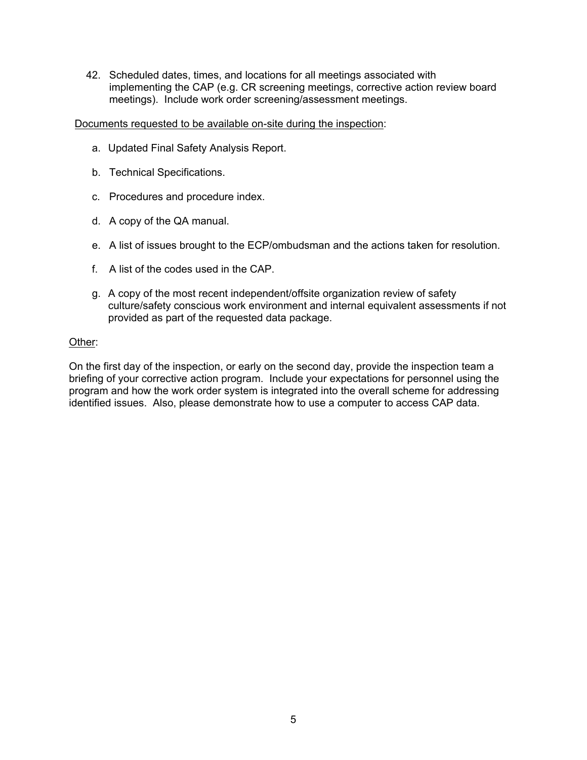42. Scheduled dates, times, and locations for all meetings associated with implementing the CAP (e.g. CR screening meetings, corrective action review board meetings). Include work order screening/assessment meetings.

<u>Documents requested to be available on-site during the inspection</u>:

a. Updated Final Safety Analysis Report.

b. Technical Specifications.

c. Procedures and procedure index.

d. A copy of the QA manual.

e. A list of issues brought to the ECP/ombudsman and the actions taken for resolution.

f. A list of the codes used in the CAP.

g. A copy of the most recent independent/offsite organization review of safety culture/safety conscious work environment and internal equivalent assessments if not provided as part of the requested data package.

<u>Other</u>:

On the first day of the inspection, or early on the second day, provide the inspection team a briefing of your corrective action program. Include your expectations for personnel using the program and how the work order system is integrated into the overall scheme for addressing identified issues. Also, please demonstrate how to use a computer to access CAP data.